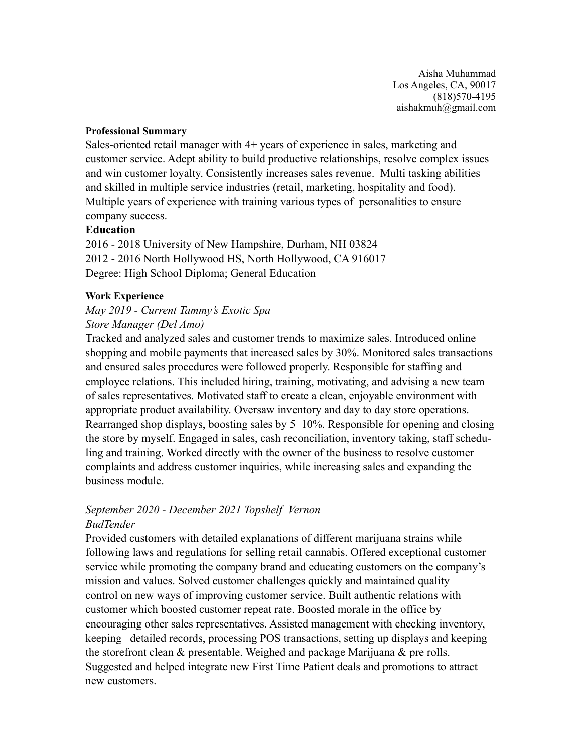Aisha Muhammad
Los Angeles, CA, 90017
(818)570-4195
aishakmuh@gmail.com

**Professional Summary**

Sales-oriented retail manager with 4+ years of experience in sales, marketing and customer service. Adept ability to build productive relationships, resolve complex issues and win customer loyalty. Consistently increases sales revenue. Multi tasking abilities and skilled in multiple service industries (retail, marketing, hospitality and food). Multiple years of experience with training various types of personalities to ensure company success.

**Education**

2016 - 2018 University of New Hampshire, Durham, NH 03824
2012 - 2016 North Hollywood HS, North Hollywood, CA 916017
Degree: High School Diploma; General Education

**Work Experience**

*May 2019 - Current Tammy's Exotic Spa*
*Store Manager (Del Amo)*

Tracked and analyzed sales and customer trends to maximize sales. Introduced online shopping and mobile payments that increased sales by 30%. Monitored sales transactions and ensured sales procedures were followed properly. Responsible for staffing and employee relations. This included hiring, training, motivating, and advising a new team of sales representatives. Motivated staff to create a clean, enjoyable environment with appropriate product availability. Oversaw inventory and day to day store operations. Rearranged shop displays, boosting sales by 5–10%. Responsible for opening and closing the store by myself. Engaged in sales, cash reconciliation, inventory taking, staff scheduling and training. Worked directly with the owner of the business to resolve customer complaints and address customer inquiries, while increasing sales and expanding the business module.

*September 2020 - December 2021 Topshelf Vernon*
*BudTender*

Provided customers with detailed explanations of different marijuana strains while following laws and regulations for selling retail cannabis. Offered exceptional customer service while promoting the company brand and educating customers on the company's mission and values. Solved customer challenges quickly and maintained quality control on new ways of improving customer service. Built authentic relations with customer which boosted customer repeat rate. Boosted morale in the office by encouraging other sales representatives. Assisted management with checking inventory, keeping detailed records, processing POS transactions, setting up displays and keeping the storefront clean & presentable. Weighed and package Marijuana & pre rolls. Suggested and helped integrate new First Time Patient deals and promotions to attract new customers.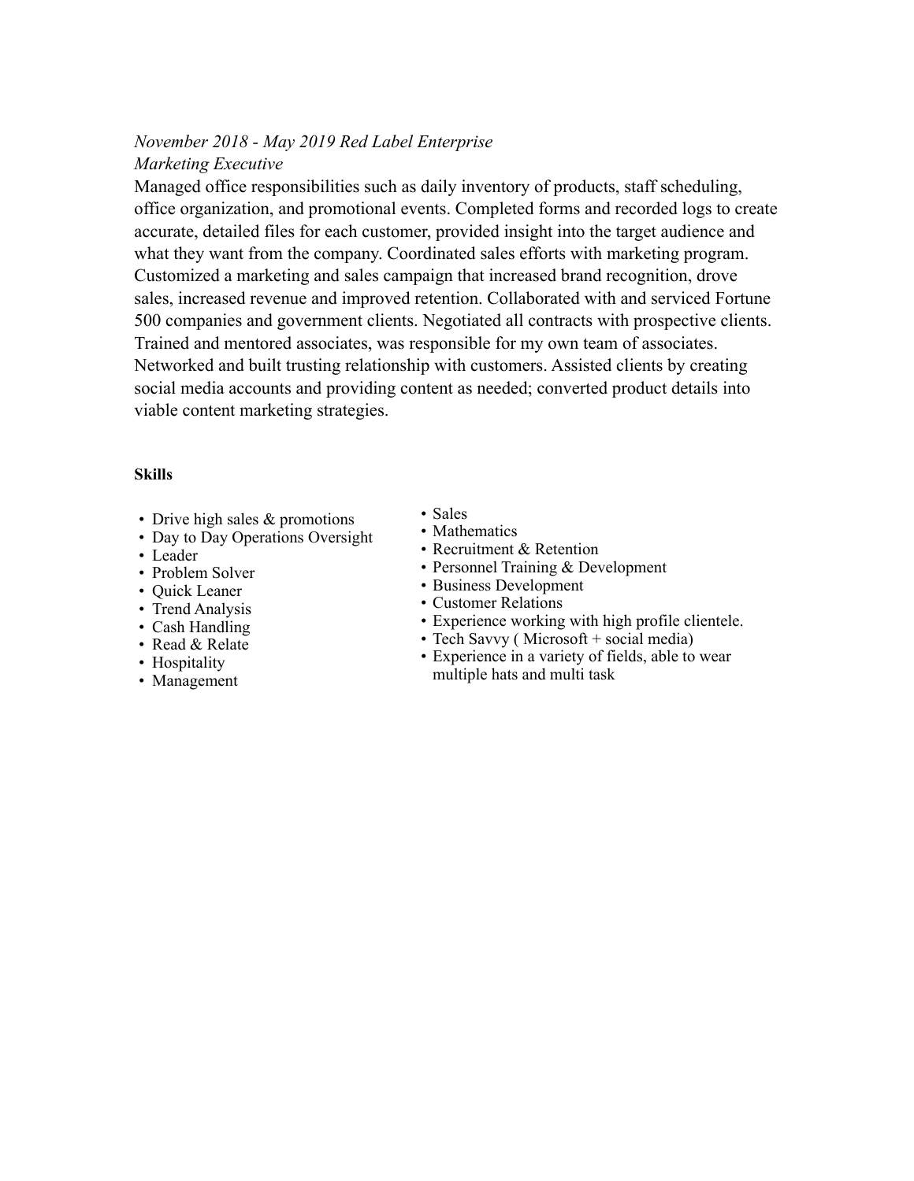*November 2018 - May 2019 Red Label Enterprise*
*Marketing Executive*

Managed office responsibilities such as daily inventory of products, staff scheduling, office organization, and promotional events. Completed forms and recorded logs to create accurate, detailed files for each customer, provided insight into the target audience and what they want from the company. Coordinated sales efforts with marketing program. Customized a marketing and sales campaign that increased brand recognition, drove sales, increased revenue and improved retention. Collaborated with and serviced Fortune 500 companies and government clients. Negotiated all contracts with prospective clients. Trained and mentored associates, was responsible for my own team of associates. Networked and built trusting relationship with customers. Assisted clients by creating social media accounts and providing content as needed; converted product details into viable content marketing strategies.

**Skills**

- Drive high sales & promotions
- Day to Day Operations Oversight
- Leader
- Problem Solver
- Quick Leaner
- Trend Analysis
- Cash Handling
- Read & Relate
- Hospitality
- Management
- Sales
- Mathematics
- Recruitment & Retention
- Personnel Training & Development
- Business Development
- Customer Relations
- Experience working with high profile clientele.
- Tech Savvy ( Microsoft + social media)
- Experience in a variety of fields, able to wear multiple hats and multi task